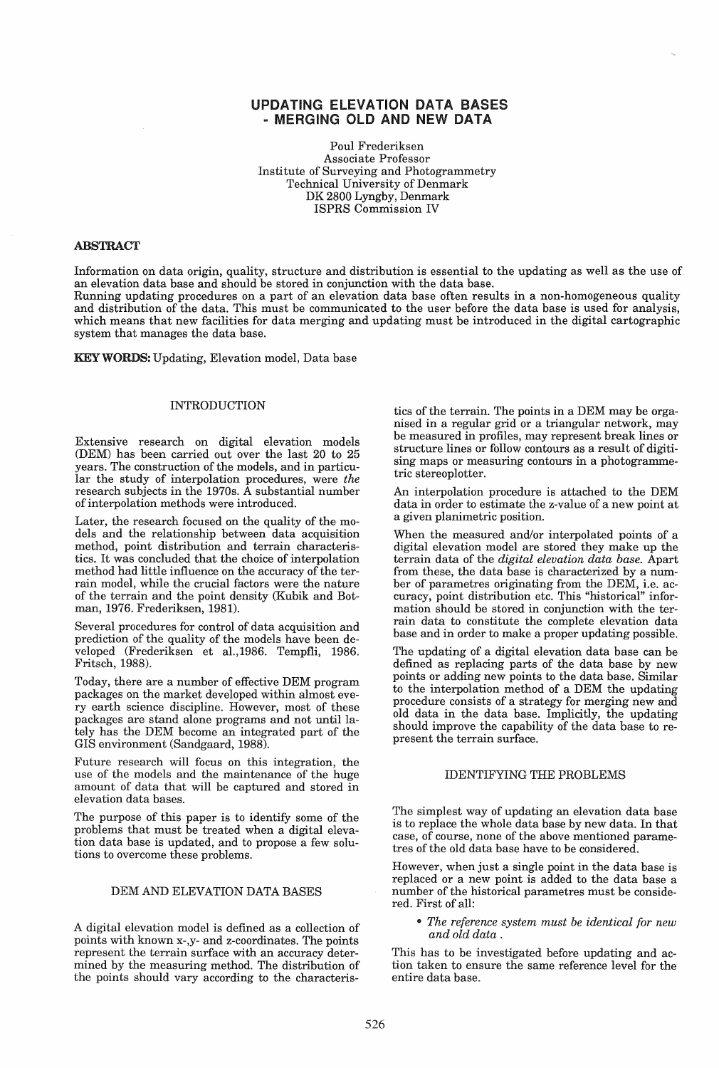# UPDATING ELEVATION DATA BASES - MERGING OLD AND NEW DATA

Poul Frederiksen
Associate Professor
Institute of Surveying and Photogrammetry
Technical University of Denmark
DK 2800 Lyngby, Denmark
ISPRS Commission IV

## ABSTRACT

Information on data origin, quality, structure and distribution is essential to the updating as well as the use of an elevation data base and should be stored in conjunction with the data base.

Running updating procedures on a part of an elevation data base often results in a non-homogeneous quality and distribution of the data. This must be communicated to the user before the data base is used for analysis, which means that new facilities for data merging and updating must be introduced in the digital cartographic system that manages the data base.

**KEY WORDS:** Updating, Elevation model, Data base

## INTRODUCTION

Extensive research on digital elevation models (DEM) has been carried out over the last 20 to 25 years. The construction of the models, and in particular the study of interpolation procedures, were *the* research subjects in the 1970s. A substantial number of interpolation methods were introduced.

Later, the research focused on the quality of the models and the relationship between data acquisition method, point distribution and terrain characteristics. It was concluded that the choice of interpolation method had little influence on the accuracy of the terrain model, while the crucial factors were the nature of the terrain and the point density (Kubik and Botman, 1976. Frederiksen, 1981).

Several procedures for control of data acquisition and prediction of the quality of the models have been developed (Frederiksen et al.,1986. Tempfli, 1986. Fritsch, 1988).

Today, there are a number of effective DEM program packages on the market developed within almost every earth science discipline. However, most of these packages are stand alone programs and not until lately has the DEM become an integrated part of the GIS environment (Sandgaard, 1988).

Future research will focus on this integration, the use of the models and the maintenance of the huge amount of data that will be captured and stored in elevation data bases.

The purpose of this paper is to identify some of the problems that must be treated when a digital elevation data base is updated, and to propose a few solutions to overcome these problems.

## DEM AND ELEVATION DATA BASES

A digital elevation model is defined as a collection of points with known x-,y- and z-coordinates. The points represent the terrain surface with an accuracy determined by the measuring method. The distribution of the points should vary according to the characteristics of the terrain. The points in a DEM may be organised in a regular grid or a triangular network, may be measured in profiles, may represent break lines or structure lines or follow contours as a result of digitising maps or measuring contours in a photogrammetric stereoplotter.

An interpolation procedure is attached to the DEM data in order to estimate the z-value of a new point at a given planimetric position.

When the measured and/or interpolated points of a digital elevation model are stored they make up the terrain data of the *digital elevation data base*. Apart from these, the data base is characterized by a number of parametres originating from the DEM, i.e. accuracy, point distribution etc. This "historical" information should be stored in conjunction with the terrain data to constitute the complete elevation data base and in order to make a proper updating possible.

The updating of a digital elevation data base can be defined as replacing parts of the data base by new points or adding new points to the data base. Similar to the interpolation method of a DEM the updating procedure consists of a strategy for merging new and old data in the data base. Implicitly, the updating should improve the capability of the data base to represent the terrain surface.

## IDENTIFYING THE PROBLEMS

The simplest way of updating an elevation data base is to replace the whole data base by new data. In that case, of course, none of the above mentioned parametres of the old data base have to be considered.

However, when just a single point in the data base is replaced or a new point is added to the data base a number of the historical parametres must be considered. First of all:

- *The reference system must be identical for new and old data .*

This has to be investigated before updating and action taken to ensure the same reference level for the entire data base.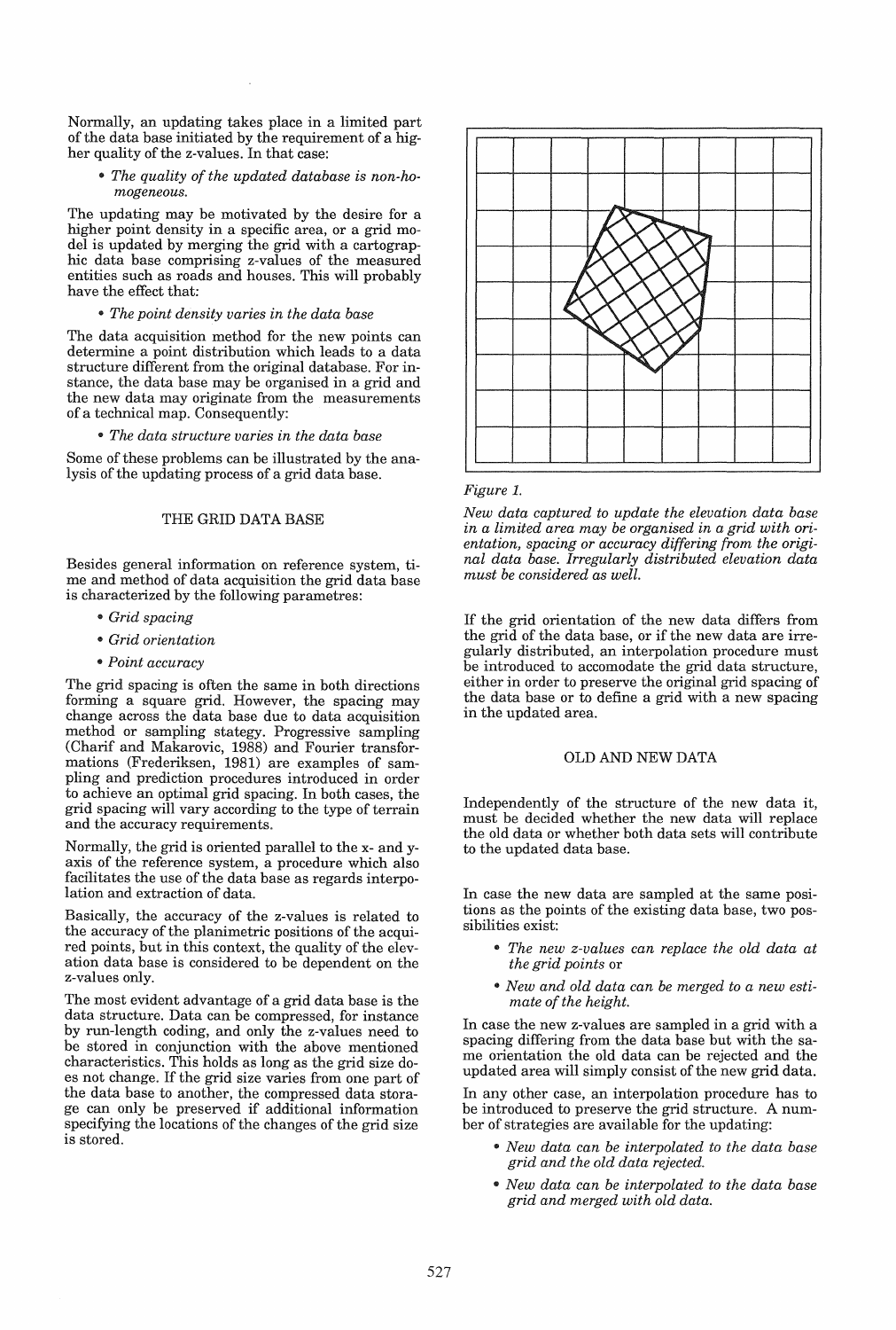Normally, an updating takes place in a limited part of the data base initiated by the requirement of a higher quality of the z-values. In that case:

- *The quality of the updated database is non-homogeneous.*

The updating may be motivated by the desire for a higher point density in a specific area, or a grid model is updated by merging the grid with a cartographic data base comprising z-values of the measured entities such as roads and houses. This will probably have the effect that:

- *The point density varies in the data base*

The data acquisition method for the new points can determine a point distribution which leads to a data structure different from the original database. For instance, the data base may be organised in a grid and the new data may originate from the measurements of a technical map. Consequently:

- *The data structure varies in the data base*

Some of these problems can be illustrated by the analysis of the updating process of a grid data base.

## THE GRID DATA BASE

Besides general information on reference system, time and method of data acquisition the grid data base is characterized by the following parametres:

- *Grid spacing*
- *Grid orientation*
- *Point accuracy*

The grid spacing is often the same in both directions forming a square grid. However, the spacing may change across the data base due to data acquisition method or sampling stategy. Progressive sampling (Charif and Makarovic, 1988) and Fourier transformations (Frederiksen, 1981) are examples of sampling and prediction procedures introduced in order to achieve an optimal grid spacing. In both cases, the grid spacing will vary according to the type of terrain and the accuracy requirements.

Normally, the grid is oriented parallel to the x- and y-axis of the reference system, a procedure which also facilitates the use of the data base as regards interpolation and extraction of data.

Basically, the accuracy of the z-values is related to the accuracy of the planimetric positions of the acquired points, but in this context, the quality of the elevation data base is considered to be dependent on the z-values only.

The most evident advantage of a grid data base is the data structure. Data can be compressed, for instance by run-length coding, and only the z-values need to be stored in conjunction with the above mentioned characteristics. This holds as long as the grid size does not change. If the grid size varies from one part of the data base to another, the compressed data storage can only be preserved if additional information specifying the locations of the changes of the grid size is stored.

*Figure 1.*

*New data captured to update the elevation data base in a limited area may be organised in a grid with orientation, spacing or accuracy differing from the original data base. Irregularly distributed elevation data must be considered as well.*

If the grid orientation of the new data differs from the grid of the data base, or if the new data are irregularly distributed, an interpolation procedure must be introduced to accomodate the grid data structure, either in order to preserve the original grid spacing of the data base or to define a grid with a new spacing in the updated area.

## OLD AND NEW DATA

Independently of the structure of the new data it, must be decided whether the new data will replace the old data or whether both data sets will contribute to the updated data base.

In case the new data are sampled at the same positions as the points of the existing data base, two possibilities exist:

- *The new z-values can replace the old data at the grid points* or
- *New and old data can be merged to a new estimate of the height.*

In case the new z-values are sampled in a grid with a spacing differing from the data base but with the same orientation the old data can be rejected and the updated area will simply consist of the new grid data.

In any other case, an interpolation procedure has to be introduced to preserve the grid structure. A number of strategies are available for the updating:

- *New data can be interpolated to the data base grid and the old data rejected.*
- *New data can be interpolated to the data base grid and merged with old data.*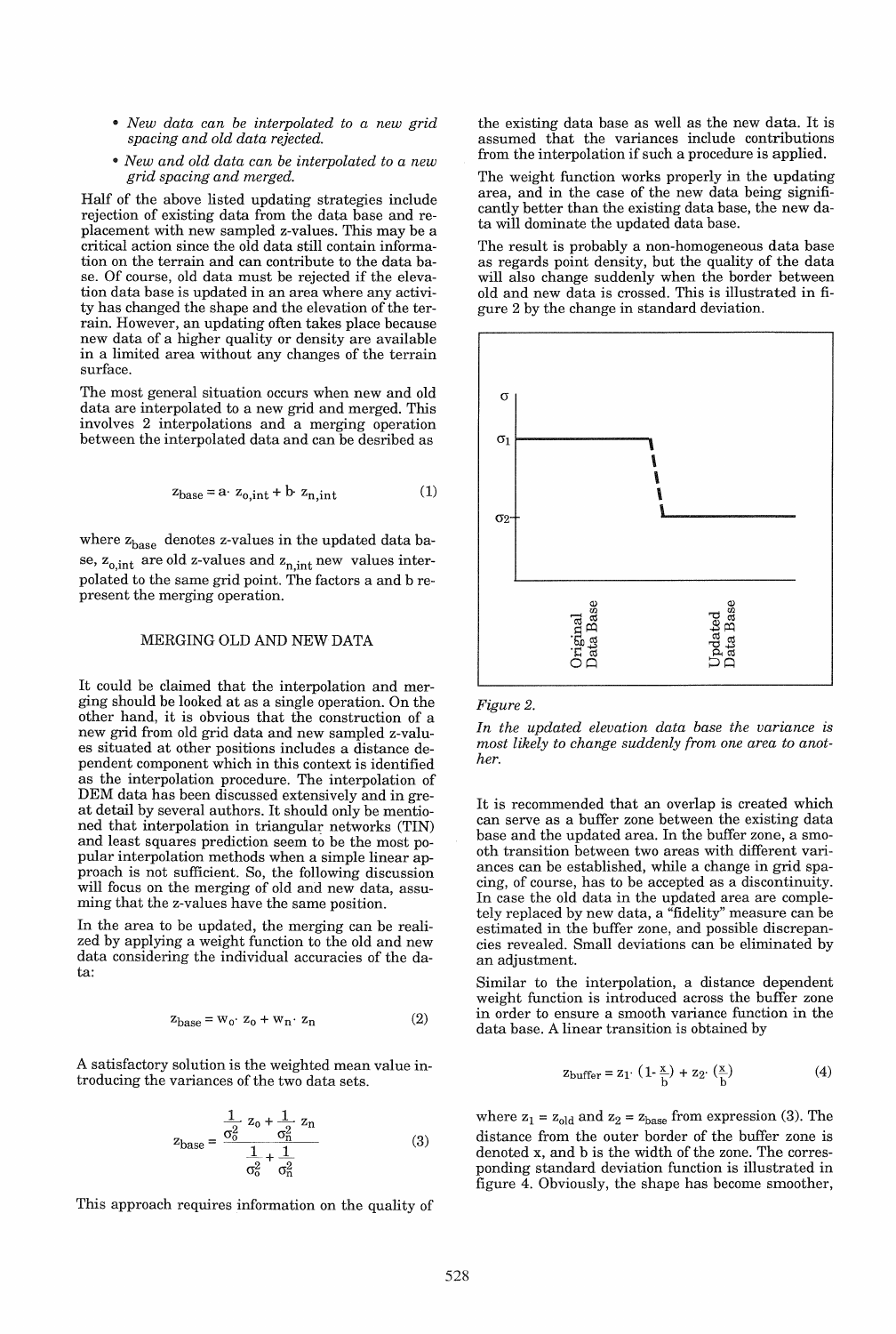- *New data can be interpolated to a new grid spacing and old data rejected.*
- *New and old data can be interpolated to a new grid spacing and merged.*

Half of the above listed updating strategies include rejection of existing data from the data base and replacement with new sampled z-values. This may be a critical action since the old data still contain information on the terrain and can contribute to the data base. Of course, old data must be rejected if the elevation data base is updated in an area where any activity has changed the shape and the elevation of the terrain. However, an updating often takes place because new data of a higher quality or density are available in a limited area without any changes of the terrain surface.

The most general situation occurs when new and old data are interpolated to a new grid and merged. This involves 2 interpolations and a merging operation between the interpolated data and can be desribed as

$$z_{base} = a \cdot z_{o,int} + b \cdot z_{n,int} \qquad (1)$$

where $z_{base}$ denotes z-values in the updated data base, $z_{o,int}$ are old z-values and $z_{n,int}$ new values interpolated to the same grid point. The factors a and b represent the merging operation.

## MERGING OLD AND NEW DATA

It could be claimed that the interpolation and merging should be looked at as a single operation. On the other hand, it is obvious that the construction of a new grid from old grid data and new sampled z-values situated at other positions includes a distance dependent component which in this context is identified as the interpolation procedure. The interpolation of DEM data has been discussed extensively and in great detail by several authors. It should only be mentioned that interpolation in triangular networks (TIN) and least squares prediction seem to be the most popular interpolation methods when a simple linear approach is not sufficient. So, the following discussion will focus on the merging of old and new data, assuming that the z-values have the same position.

In the area to be updated, the merging can be realized by applying a weight function to the old and new data considering the individual accuracies of the data:

$$z_{base} = w_o \cdot z_o + w_n \cdot z_n \qquad (2)$$

A satisfactory solution is the weighted mean value introducing the variances of the two data sets.

$$z_{base} = \frac{\frac{1}{\sigma_o^2} z_o + \frac{1}{\sigma_n^2} z_n}{\frac{1}{\sigma_o^2} + \frac{1}{\sigma_n^2}} \qquad (3)$$

This approach requires information on the quality of the existing data base as well as the new data. It is assumed that the variances include contributions from the interpolation if such a procedure is applied.

The weight function works properly in the updating area, and in the case of the new data being significantly better than the existing data base, the new data will dominate the updated data base.

The result is probably a non-homogeneous data base as regards point density, but the quality of the data will also change suddenly when the border between old and new data is crossed. This is illustrated in figure 2 by the change in standard deviation.

*Figure 2.*

*In the updated elevation data base the variance is most likely to change suddenly from one area to another.*

It is recommended that an overlap is created which can serve as a buffer zone between the existing data base and the updated area. In the buffer zone, a smooth transition between two areas with different variances can be established, while a change in grid spacing, of course, has to be accepted as a discontinuity. In case the old data in the updated area are completely replaced by new data, a "fidelity" measure can be estimated in the buffer zone, and possible discrepancies revealed. Small deviations can be eliminated by an adjustment.

Similar to the interpolation, a distance dependent weight function is introduced across the buffer zone in order to ensure a smooth variance function in the data base. A linear transition is obtained by

$$z_{buffer} = z_1 \cdot \left(1 - \frac{x}{b}\right) + z_2 \cdot \left(\frac{x}{b}\right) \qquad (4)$$

where $z_1 = z_{old}$ and $z_2 = z_{base}$ from expression (3). The distance from the outer border of the buffer zone is denoted x, and b is the width of the zone. The corresponding standard deviation function is illustrated in figure 4. Obviously, the shape has become smoother,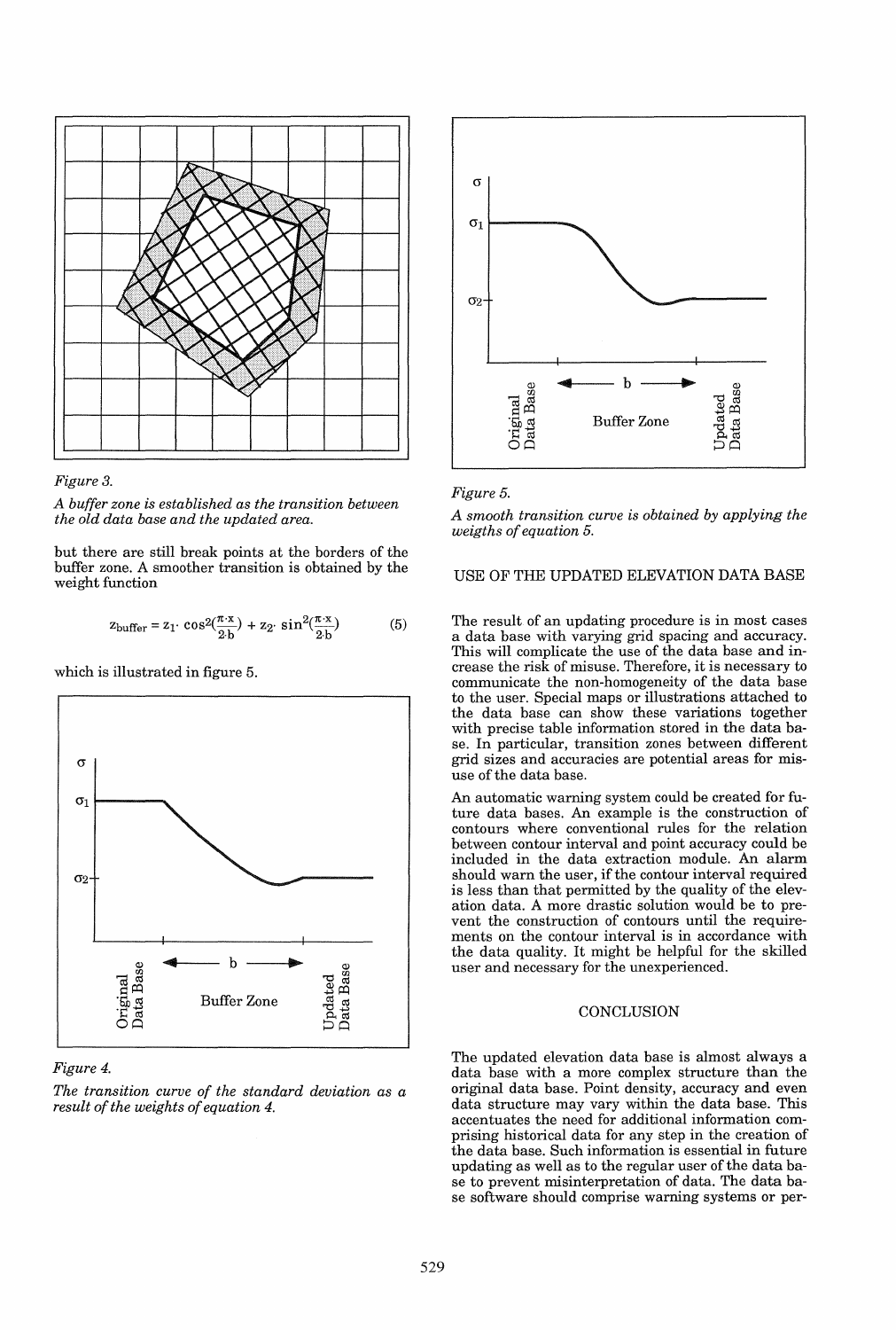*Figure 3.*

*A buffer zone is established as the transition between the old data base and the updated area.*

but there are still break points at the borders of the buffer zone. A smoother transition is obtained by the weight function

$$z_{buffer} = z_1 \cdot \cos^2\left(\frac{\pi \cdot x}{2 \cdot b}\right) + z_2 \cdot \sin^2\left(\frac{\pi \cdot x}{2 \cdot b}\right) \qquad (5)$$

which is illustrated in figure 5.

*Figure 4.*

*The transition curve of the standard deviation as a result of the weights of equation 4.*

*Figure 5.*

*A smooth transition curve is obtained by applying the weigths of equation 5.*

## USE OF THE UPDATED ELEVATION DATA BASE

The result of an updating procedure is in most cases a data base with varying grid spacing and accuracy. This will complicate the use of the data base and increase the risk of misuse. Therefore, it is necessary to communicate the non-homogeneity of the data base to the user. Special maps or illustrations attached to the data base can show these variations together with precise table information stored in the data base. In particular, transition zones between different grid sizes and accuracies are potential areas for misuse of the data base.

An automatic warning system could be created for future data bases. An example is the construction of contours where conventional rules for the relation between contour interval and point accuracy could be included in the data extraction module. An alarm should warn the user, if the contour interval required is less than that permitted by the quality of the elevation data. A more drastic solution would be to prevent the construction of contours until the requirements on the contour interval is in accordance with the data quality. It might be helpful for the skilled user and necessary for the unexperienced.

## CONCLUSION

The updated elevation data base is almost always a data base with a more complex structure than the original data base. Point density, accuracy and even data structure may vary within the data base. This accentuates the need for additional information comprising historical data for any step in the creation of the data base. Such information is essential in future updating as well as to the regular user of the data base to prevent misinterpretation of data. The data base software should comprise warning systems or per-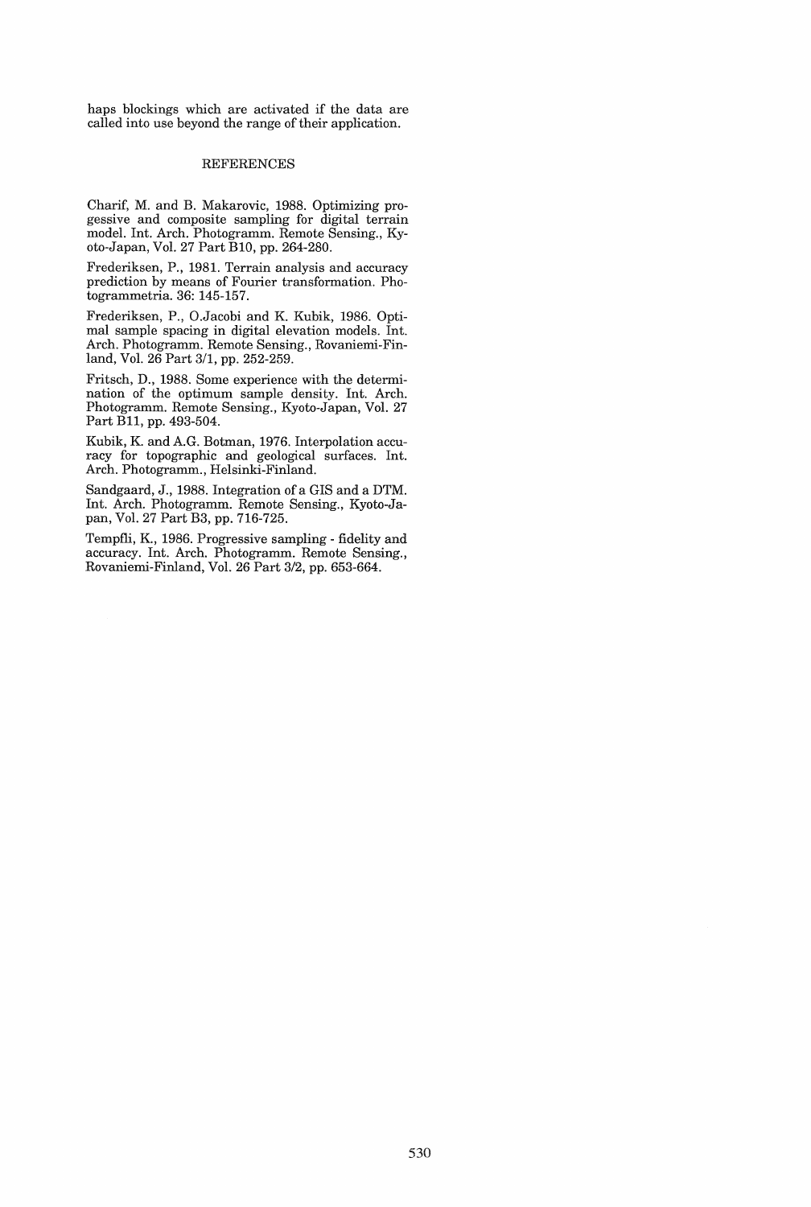haps blockings which are activated if the data are called into use beyond the range of their application.

## REFERENCES

Charif, M. and B. Makarovic, 1988. Optimizing progessive and composite sampling for digital terrain model. Int. Arch. Photogramm. Remote Sensing., Kyoto-Japan, Vol. 27 Part B10, pp. 264-280.

Frederiksen, P., 1981. Terrain analysis and accuracy prediction by means of Fourier transformation. Photogrammetria. 36: 145-157.

Frederiksen, P., O.Jacobi and K. Kubik, 1986. Optimal sample spacing in digital elevation models. Int. Arch. Photogramm. Remote Sensing., Rovaniemi-Finland, Vol. 26 Part 3/1, pp. 252-259.

Fritsch, D., 1988. Some experience with the determination of the optimum sample density. Int. Arch. Photogramm. Remote Sensing., Kyoto-Japan, Vol. 27 Part B11, pp. 493-504.

Kubik, K. and A.G. Botman, 1976. Interpolation accuracy for topographic and geological surfaces. Int. Arch. Photogramm., Helsinki-Finland.

Sandgaard, J., 1988. Integration of a GIS and a DTM. Int. Arch. Photogramm. Remote Sensing., Kyoto-Japan, Vol. 27 Part B3, pp. 716-725.

Tempfli, K., 1986. Progressive sampling - fidelity and accuracy. Int. Arch. Photogramm. Remote Sensing., Rovaniemi-Finland, Vol. 26 Part 3/2, pp. 653-664.